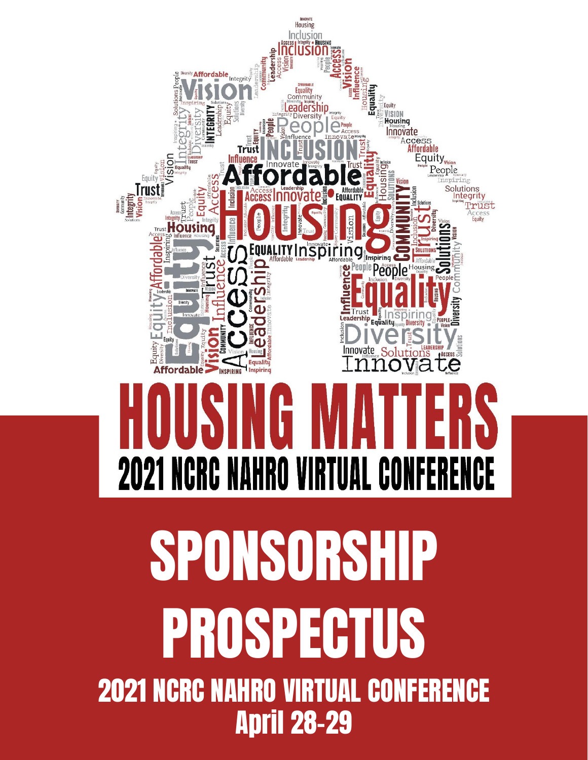# HOUSING MATTERS

## 2021 NCRC NAHRO VIRTUAL CONFERENCE

# SPONSORSHIP PROSPECTUS

## 2021 NCRC NAHRO VIRTUAL CONFERENCE

## April 28-29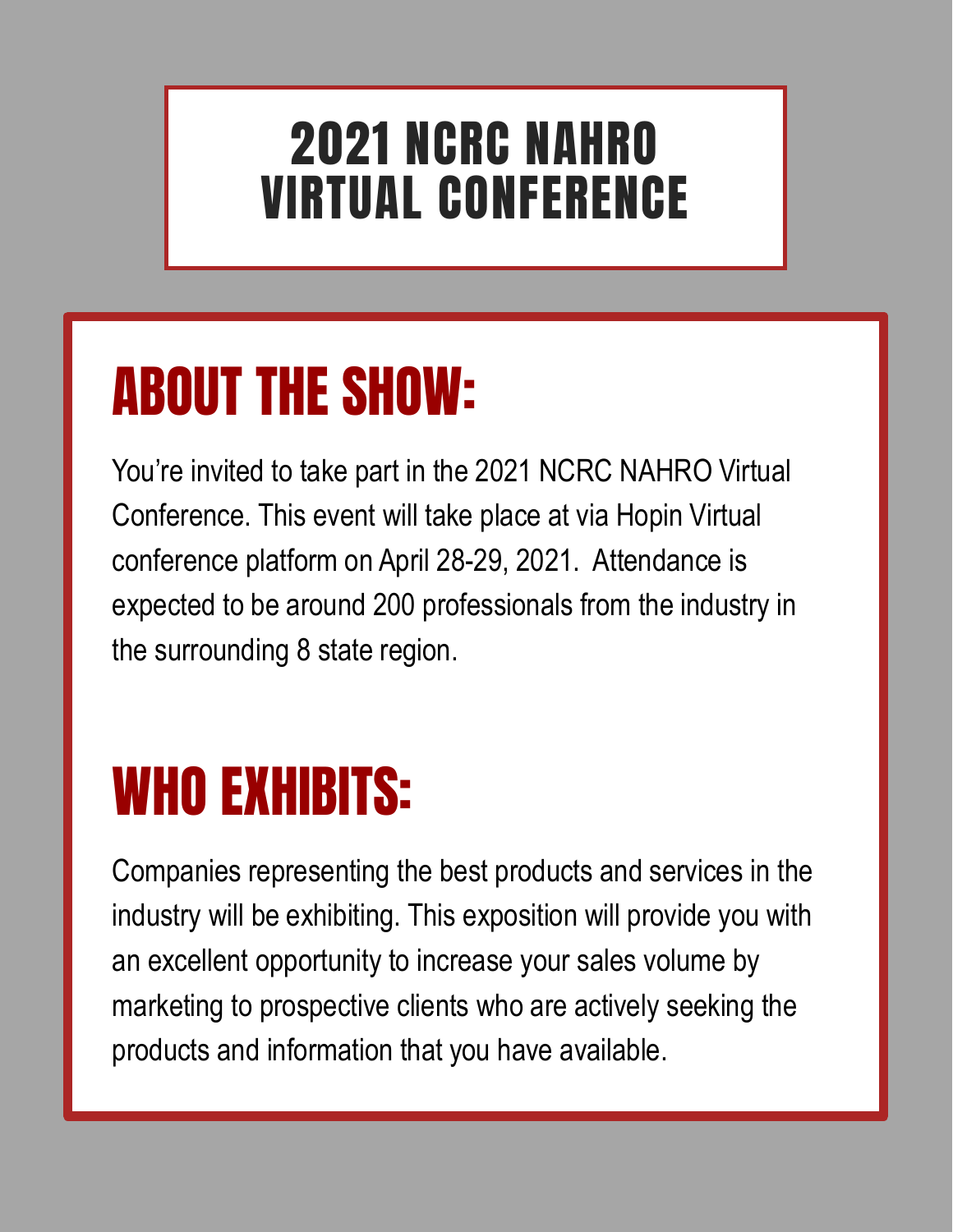# 2021 NCRC NAHRO VIRTUAL CONFERENCE

## ABOUT THE SHOW:

You're invited to take part in the 2021 NCRC NAHRO Virtual Conference. This event will take place at via Hopin Virtual conference platform on April 28-29, 2021. Attendance is expected to be around 200 professionals from the industry in the surrounding 8 state region.

## WHO EXHIBITS:

Companies representing the best products and services in the industry will be exhibiting. This exposition will provide you with an excellent opportunity to increase your sales volume by marketing to prospective clients who are actively seeking the products and information that you have available.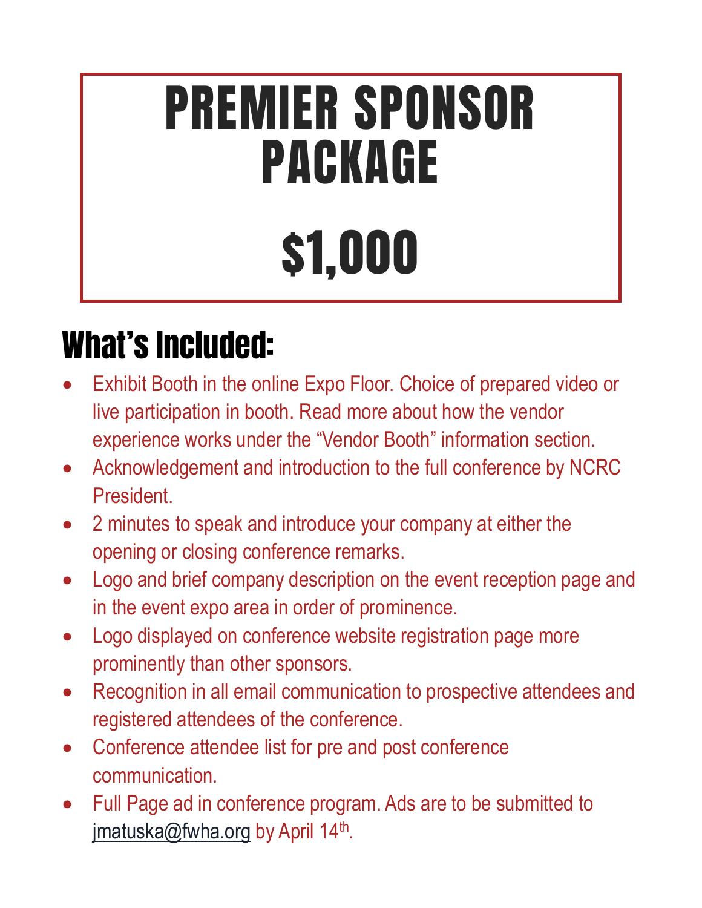# PREMIER SPONSOR PACKAGE

# $1,000

## What's Included:

- Exhibit Booth in the online Expo Floor. Choice of prepared video or live participation in booth. Read more about how the vendor experience works under the "Vendor Booth" information section.
- Acknowledgement and introduction to the full conference by NCRC President.
- 2 minutes to speak and introduce your company at either the opening or closing conference remarks.
- Logo and brief company description on the event reception page and in the event expo area in order of prominence.
- Logo displayed on conference website registration page more prominently than other sponsors.
- Recognition in all email communication to prospective attendees and registered attendees of the conference.
- Conference attendee list for pre and post conference communication.
- Full Page ad in conference program. Ads are to be submitted to jmatuska@fwha.org by April 14th.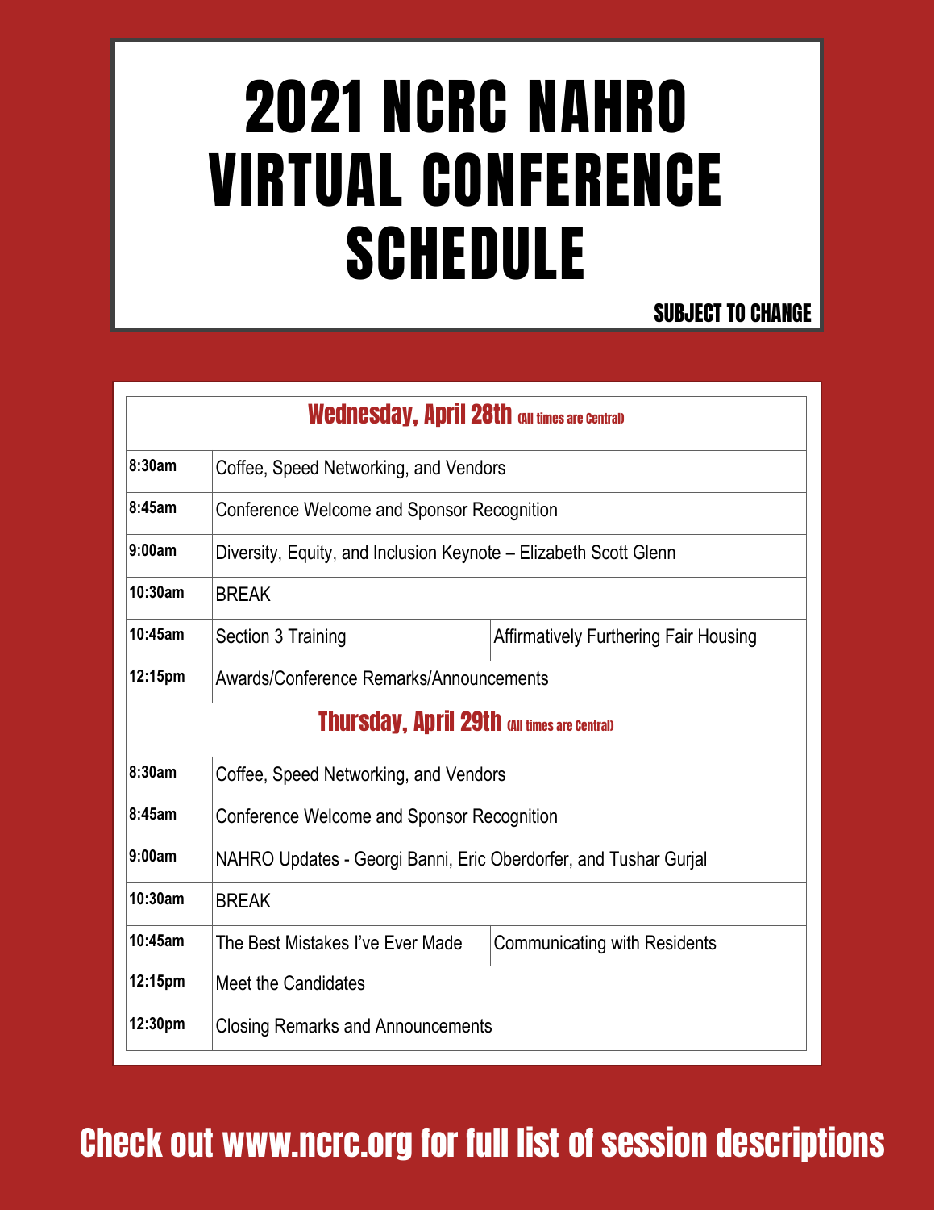# 2021 NCRC NAHRO VIRTUAL CONFERENCE SCHEDULE

**SUBJECT TO CHANGE**

| **Wednesday, April 28th** (All times are Central) | | |
|---|---|---|
| **8:30am** | Coffee, Speed Networking, and Vendors | |
| **8:45am** | Conference Welcome and Sponsor Recognition | |
| **9:00am** | Diversity, Equity, and Inclusion Keynote – Elizabeth Scott Glenn | |
| **10:30am** | BREAK | |
| **10:45am** | Section 3 Training | Affirmatively Furthering Fair Housing |
| **12:15pm** | Awards/Conference Remarks/Announcements | |
| **Thursday, April 29th** (All times are Central) | | |
| **8:30am** | Coffee, Speed Networking, and Vendors | |
| **8:45am** | Conference Welcome and Sponsor Recognition | |
| **9:00am** | NAHRO Updates - Georgi Banni, Eric Oberdorfer, and Tushar Gurjal | |
| **10:30am** | BREAK | |
| **10:45am** | The Best Mistakes I've Ever Made | Communicating with Residents |
| **12:15pm** | Meet the Candidates | |
| **12:30pm** | Closing Remarks and Announcements | |

**Check out www.ncrc.org for full list of session descriptions**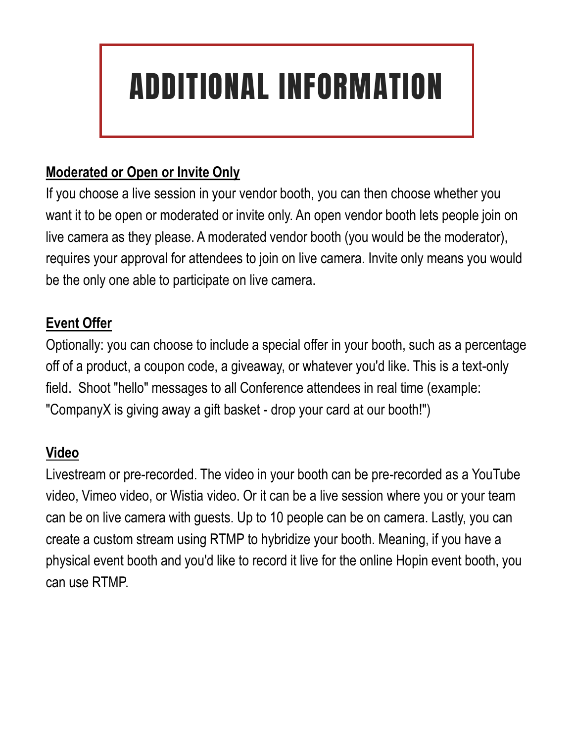# ADDITIONAL INFORMATION

**Moderated or Open or Invite Only**

If you choose a live session in your vendor booth, you can then choose whether you want it to be open or moderated or invite only. An open vendor booth lets people join on live camera as they please. A moderated vendor booth (you would be the moderator), requires your approval for attendees to join on live camera. Invite only means you would be the only one able to participate on live camera.

**Event Offer**

Optionally: you can choose to include a special offer in your booth, such as a percentage off of a product, a coupon code, a giveaway, or whatever you'd like. This is a text-only field.  Shoot "hello" messages to all Conference attendees in real time (example: "CompanyX is giving away a gift basket - drop your card at our booth!")

**Video**

Livestream or pre-recorded. The video in your booth can be pre-recorded as a YouTube video, Vimeo video, or Wistia video. Or it can be a live session where you or your team can be on live camera with guests. Up to 10 people can be on camera. Lastly, you can create a custom stream using RTMP to hybridize your booth. Meaning, if you have a physical event booth and you'd like to record it live for the online Hopin event booth, you can use RTMP.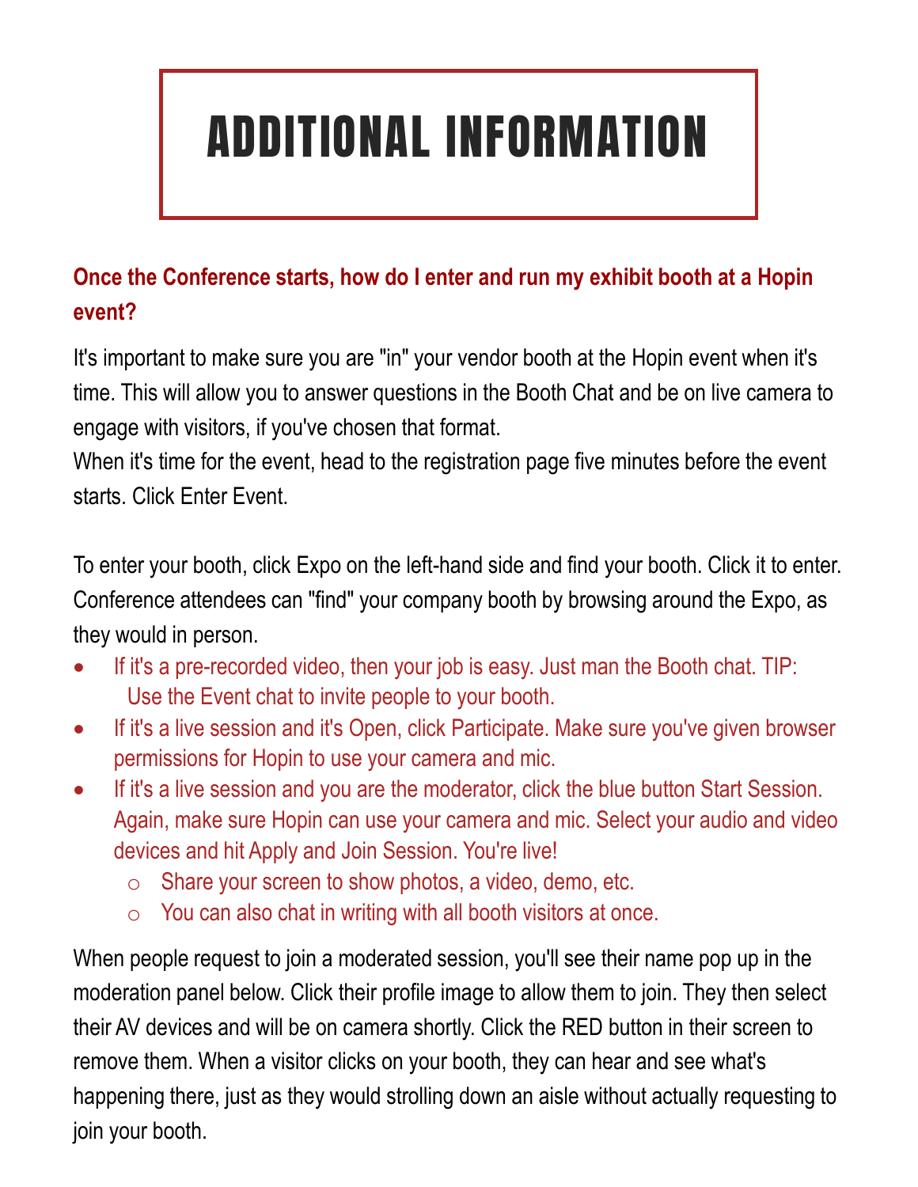# ADDITIONAL INFORMATION

### Once the Conference starts, how do I enter and run my exhibit booth at a Hopin event?

It's important to make sure you are "in" your vendor booth at the Hopin event when it's time. This will allow you to answer questions in the Booth Chat and be on live camera to engage with visitors, if you've chosen that format.
When it's time for the event, head to the registration page five minutes before the event starts. Click Enter Event.

To enter your booth, click Expo on the left-hand side and find your booth. Click it to enter. Conference attendees can "find" your company booth by browsing around the Expo, as they would in person.

- If it's a pre-recorded video, then your job is easy. Just man the Booth chat. TIP: Use the Event chat to invite people to your booth.
- If it's a live session and it's Open, click Participate. Make sure you've given browser permissions for Hopin to use your camera and mic.
- If it's a live session and you are the moderator, click the blue button Start Session. Again, make sure Hopin can use your camera and mic. Select your audio and video devices and hit Apply and Join Session. You're live!
    - Share your screen to show photos, a video, demo, etc.
    - You can also chat in writing with all booth visitors at once.

When people request to join a moderated session, you'll see their name pop up in the moderation panel below. Click their profile image to allow them to join. They then select their AV devices and will be on camera shortly. Click the RED button in their screen to remove them. When a visitor clicks on your booth, they can hear and see what's happening there, just as they would strolling down an aisle without actually requesting to join your booth.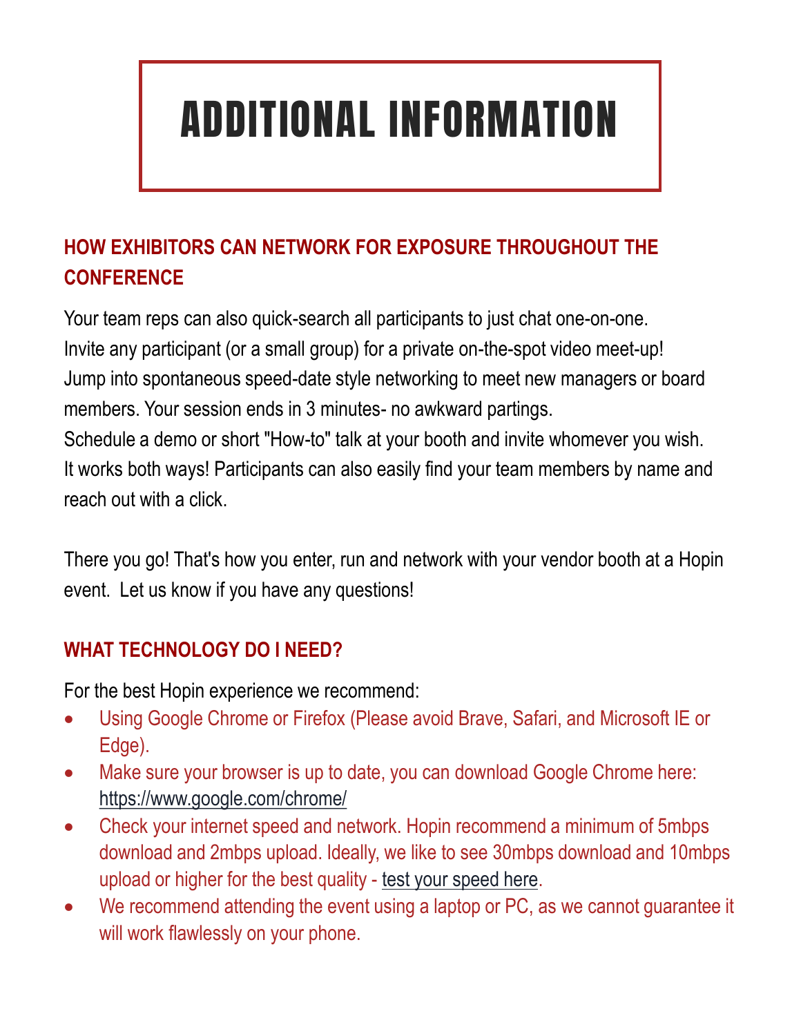# ADDITIONAL INFORMATION

## HOW EXHIBITORS CAN NETWORK FOR EXPOSURE THROUGHOUT THE CONFERENCE

Your team reps can also quick-search all participants to just chat one-on-one.
Invite any participant (or a small group) for a private on-the-spot video meet-up!
Jump into spontaneous speed-date style networking to meet new managers or board members. Your session ends in 3 minutes- no awkward partings.
Schedule a demo or short "How-to" talk at your booth and invite whomever you wish.
It works both ways! Participants can also easily find your team members by name and reach out with a click.

There you go! That's how you enter, run and network with your vendor booth at a Hopin event. Let us know if you have any questions!

## WHAT TECHNOLOGY DO I NEED?

For the best Hopin experience we recommend:

- Using Google Chrome or Firefox (Please avoid Brave, Safari, and Microsoft IE or Edge).
- Make sure your browser is up to date, you can download Google Chrome here: https://www.google.com/chrome/
- Check your internet speed and network. Hopin recommend a minimum of 5mbps download and 2mbps upload. Ideally, we like to see 30mbps download and 10mbps upload or higher for the best quality - test your speed here.
- We recommend attending the event using a laptop or PC, as we cannot guarantee it will work flawlessly on your phone.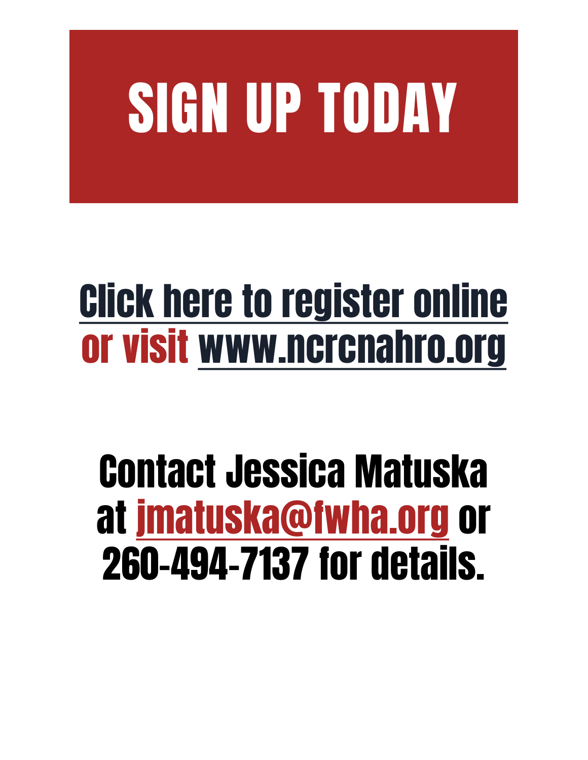# SIGN UP TODAY

Click here to register online
or visit www.ncrcnahro.org

Contact Jessica Matuska at jmatuska@fwha.org or 260-494-7137 for details.